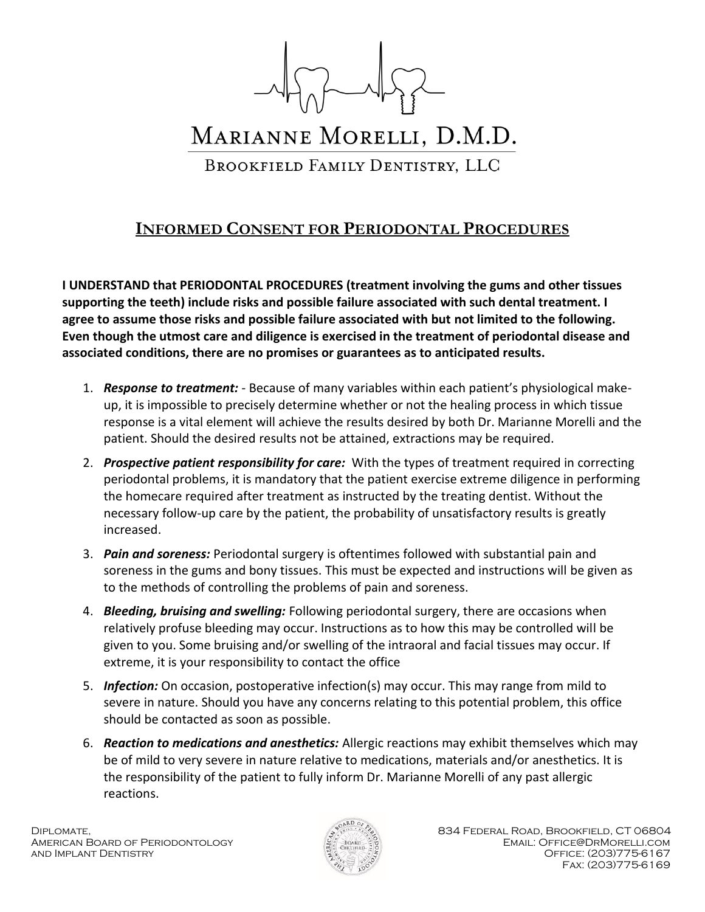# Marianne Morelli, D.M.D.

Brookfield Family Dentistry, LLC

## Informed Consent for Periodontal Procedures

**I UNDERSTAND that PERIODONTAL PROCEDURES (treatment involving the gums and other tissues supporting the teeth) include risks and possible failure associated with such dental treatment. I agree to assume those risks and possible failure associated with but not limited to the following. Even though the utmost care and diligence is exercised in the treatment of periodontal disease and associated conditions, there are no promises or guarantees as to anticipated results.**

1. ***Response to treatment:*** - Because of many variables within each patient's physiological make-up, it is impossible to precisely determine whether or not the healing process in which tissue response is a vital element will achieve the results desired by both Dr. Marianne Morelli and the patient. Should the desired results not be attained, extractions may be required.
2. ***Prospective patient responsibility for care:*** With the types of treatment required in correcting periodontal problems, it is mandatory that the patient exercise extreme diligence in performing the homecare required after treatment as instructed by the treating dentist. Without the necessary follow-up care by the patient, the probability of unsatisfactory results is greatly increased.
3. ***Pain and soreness:*** Periodontal surgery is oftentimes followed with substantial pain and soreness in the gums and bony tissues. This must be expected and instructions will be given as to the methods of controlling the problems of pain and soreness.
4. ***Bleeding, bruising and swelling:*** Following periodontal surgery, there are occasions when relatively profuse bleeding may occur. Instructions as to how this may be controlled will be given to you. Some bruising and/or swelling of the intraoral and facial tissues may occur. If extreme, it is your responsibility to contact the office
5. ***Infection:*** On occasion, postoperative infection(s) may occur. This may range from mild to severe in nature. Should you have any concerns relating to this potential problem, this office should be contacted as soon as possible.
6. ***Reaction to medications and anesthetics:*** Allergic reactions may exhibit themselves which may be of mild to very severe in nature relative to medications, materials and/or anesthetics. It is the responsibility of the patient to fully inform Dr. Marianne Morelli of any past allergic reactions.

Diplomate,
American Board of Periodontology
and Implant Dentistry

834 Federal Road, Brookfield, CT 06804
Email: Office@DrMorelli.com
Office: (203)775-6167
Fax: (203)775-6169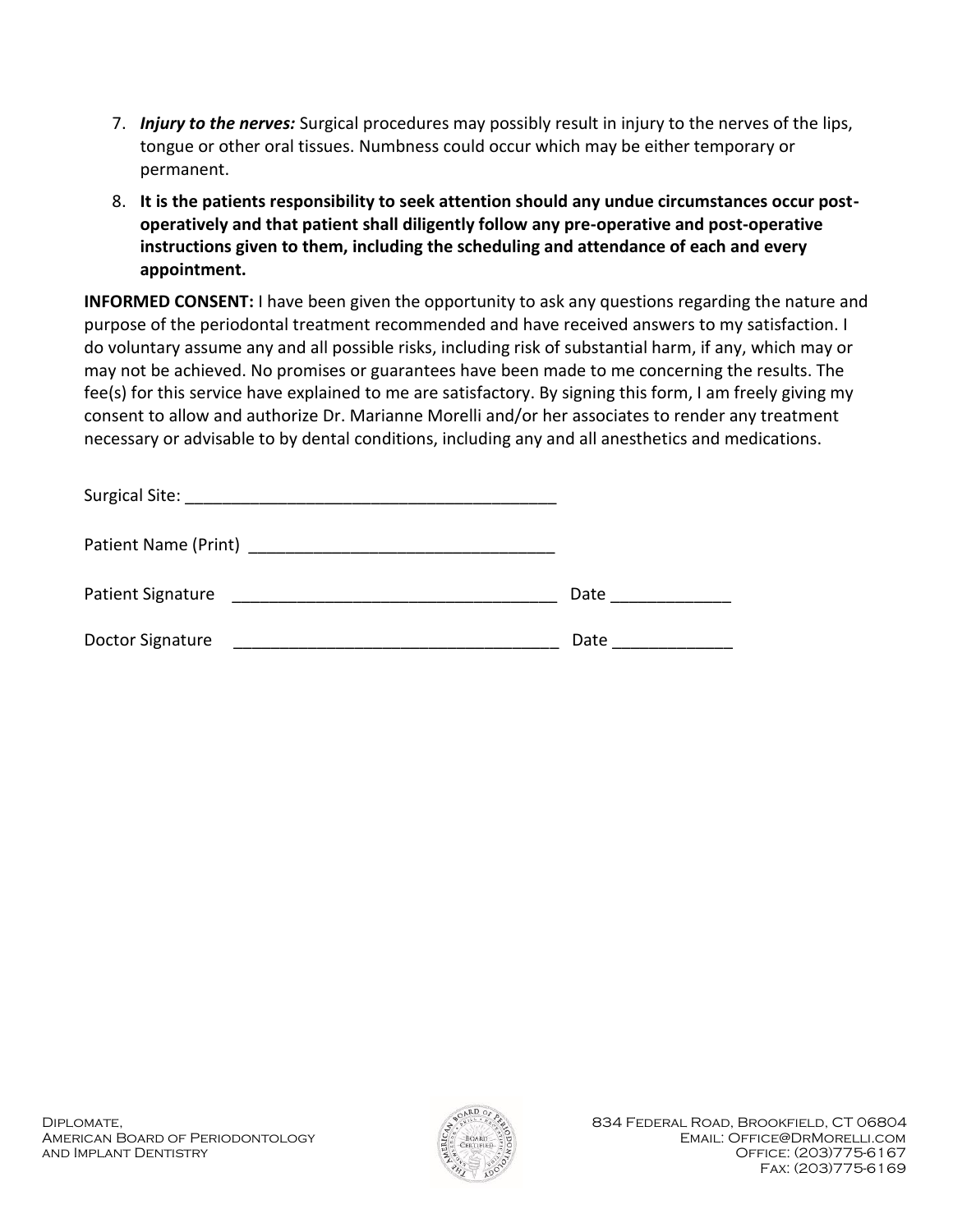7. ***Injury to the nerves:*** Surgical procedures may possibly result in injury to the nerves of the lips, tongue or other oral tissues. Numbness could occur which may be either temporary or permanent.
8. **It is the patients responsibility to seek attention should any undue circumstances occur post-operatively and that patient shall diligently follow any pre-operative and post-operative instructions given to them, including the scheduling and attendance of each and every appointment.**

**INFORMED CONSENT:** I have been given the opportunity to ask any questions regarding the nature and purpose of the periodontal treatment recommended and have received answers to my satisfaction. I do voluntary assume any and all possible risks, including risk of substantial harm, if any, which may or may not be achieved. No promises or guarantees have been made to me concerning the results. The fee(s) for this service have explained to me are satisfactory. By signing this form, I am freely giving my consent to allow and authorize Dr. Marianne Morelli and/or her associates to render any treatment necessary or advisable to by dental conditions, including any and all anesthetics and medications.

Surgical Site: ________________________________________

Patient Name (Print) _________________________________

Patient Signature ___________________________________ Date _____________

Doctor Signature ___________________________________ Date _____________